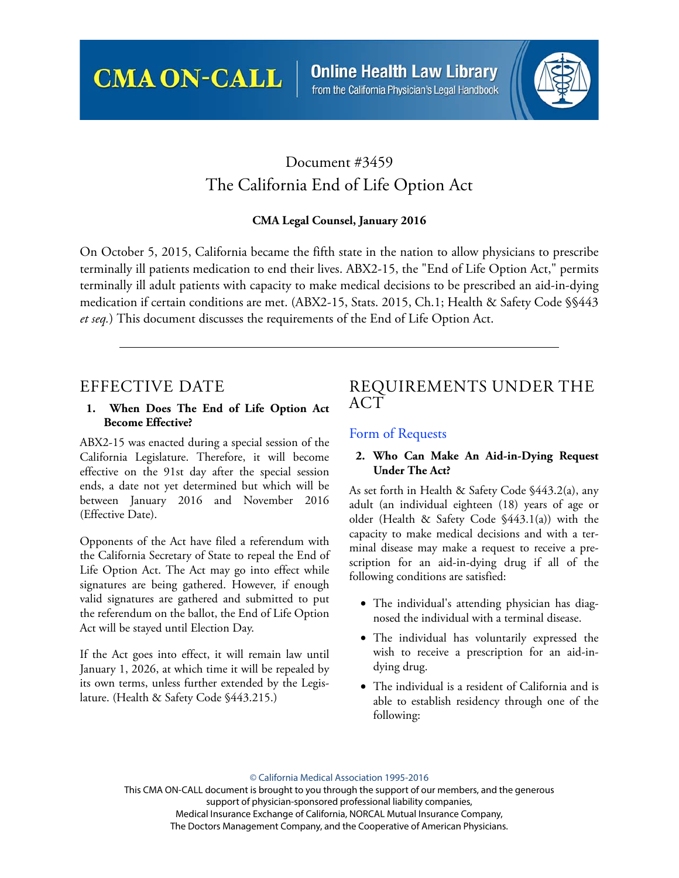Document #3459

# The California End of Life Option Act

**CMA Legal Counsel, January 2016**

On October 5, 2015, California became the fifth state in the nation to allow physicians to prescribe terminally ill patients medication to end their lives. ABX2-15, the "End of Life Option Act," permits terminally ill adult patients with capacity to make medical decisions to be prescribed an aid-in-dying medication if certain conditions are met. (ABX2-15, Stats. 2015, Ch.1; Health & Safety Code §§443 *et seq.*) This document discusses the requirements of the End of Life Option Act.

---

## EFFECTIVE DATE

### 1. When Does The End of Life Option Act Become Effective?

ABX2-15 was enacted during a special session of the California Legislature. Therefore, it will become effective on the 91st day after the special session ends, a date not yet determined but which will be between January 2016 and November 2016 (Effective Date).

Opponents of the Act have filed a referendum with the California Secretary of State to repeal the End of Life Option Act. The Act may go into effect while signatures are being gathered. However, if enough valid signatures are gathered and submitted to put the referendum on the ballot, the End of Life Option Act will be stayed until Election Day.

If the Act goes into effect, it will remain law until January 1, 2026, at which time it will be repealed by its own terms, unless further extended by the Legislature. (Health & Safety Code §443.215.)

## REQUIREMENTS UNDER THE ACT

### Form of Requests

### 2. Who Can Make An Aid-in-Dying Request Under The Act?

As set forth in Health & Safety Code §443.2(a), any adult (an individual eighteen (18) years of age or older (Health & Safety Code §443.1(a)) with the capacity to make medical decisions and with a terminal disease may make a request to receive a prescription for an aid-in-dying drug if all of the following conditions are satisfied:

- The individual's attending physician has diagnosed the individual with a terminal disease.
- The individual has voluntarily expressed the wish to receive a prescription for an aid-in-dying drug.
- The individual is a resident of California and is able to establish residency through one of the following: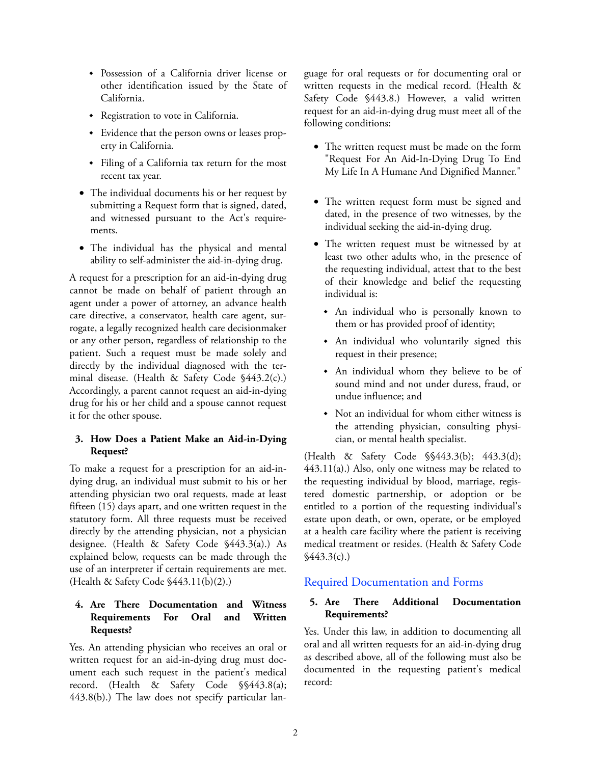- Possession of a California driver license or other identification issued by the State of California.
  - Registration to vote in California.
  - Evidence that the person owns or leases property in California.
  - Filing of a California tax return for the most recent tax year.
- The individual documents his or her request by submitting a Request form that is signed, dated, and witnessed pursuant to the Act's requirements.
- The individual has the physical and mental ability to self-administer the aid-in-dying drug.

A request for a prescription for an aid-in-dying drug cannot be made on behalf of patient through an agent under a power of attorney, an advance health care directive, a conservator, health care agent, surrogate, a legally recognized health care decisionmaker or any other person, regardless of relationship to the patient. Such a request must be made solely and directly by the individual diagnosed with the terminal disease. (Health & Safety Code §443.2(c).) Accordingly, a parent cannot request an aid-in-dying drug for his or her child and a spouse cannot request it for the other spouse.

### 3. How Does a Patient Make an Aid-in-Dying Request?

To make a request for a prescription for an aid-in-dying drug, an individual must submit to his or her attending physician two oral requests, made at least fifteen (15) days apart, and one written request in the statutory form. All three requests must be received directly by the attending physician, not a physician designee. (Health & Safety Code §443.3(a).) As explained below, requests can be made through the use of an interpreter if certain requirements are met. (Health & Safety Code §443.11(b)(2).)

### 4. Are There Documentation and Witness Requirements For Oral and Written Requests?

Yes. An attending physician who receives an oral or written request for an aid-in-dying drug must document each such request in the patient's medical record. (Health & Safety Code §§443.8(a); 443.8(b).) The law does not specify particular language for oral requests or for documenting oral or written requests in the medical record. (Health & Safety Code §443.8.) However, a valid written request for an aid-in-dying drug must meet all of the following conditions:

- The written request must be made on the form "Request For An Aid-In-Dying Drug To End My Life In A Humane And Dignified Manner."
- The written request form must be signed and dated, in the presence of two witnesses, by the individual seeking the aid-in-dying drug.
- The written request must be witnessed by at least two other adults who, in the presence of the requesting individual, attest that to the best of their knowledge and belief the requesting individual is:
  - An individual who is personally known to them or has provided proof of identity;
  - An individual who voluntarily signed this request in their presence;
  - An individual whom they believe to be of sound mind and not under duress, fraud, or undue influence; and
  - Not an individual for whom either witness is the attending physician, consulting physician, or mental health specialist.

(Health & Safety Code §§443.3(b); 443.3(d); 443.11(a).) Also, only one witness may be related to the requesting individual by blood, marriage, registered domestic partnership, or adoption or be entitled to a portion of the requesting individual's estate upon death, or own, operate, or be employed at a health care facility where the patient is receiving medical treatment or resides. (Health & Safety Code §443.3(c).)

## Required Documentation and Forms

### 5. Are There Additional Documentation Requirements?

Yes. Under this law, in addition to documenting all oral and all written requests for an aid-in-dying drug as described above, all of the following must also be documented in the requesting patient's medical record: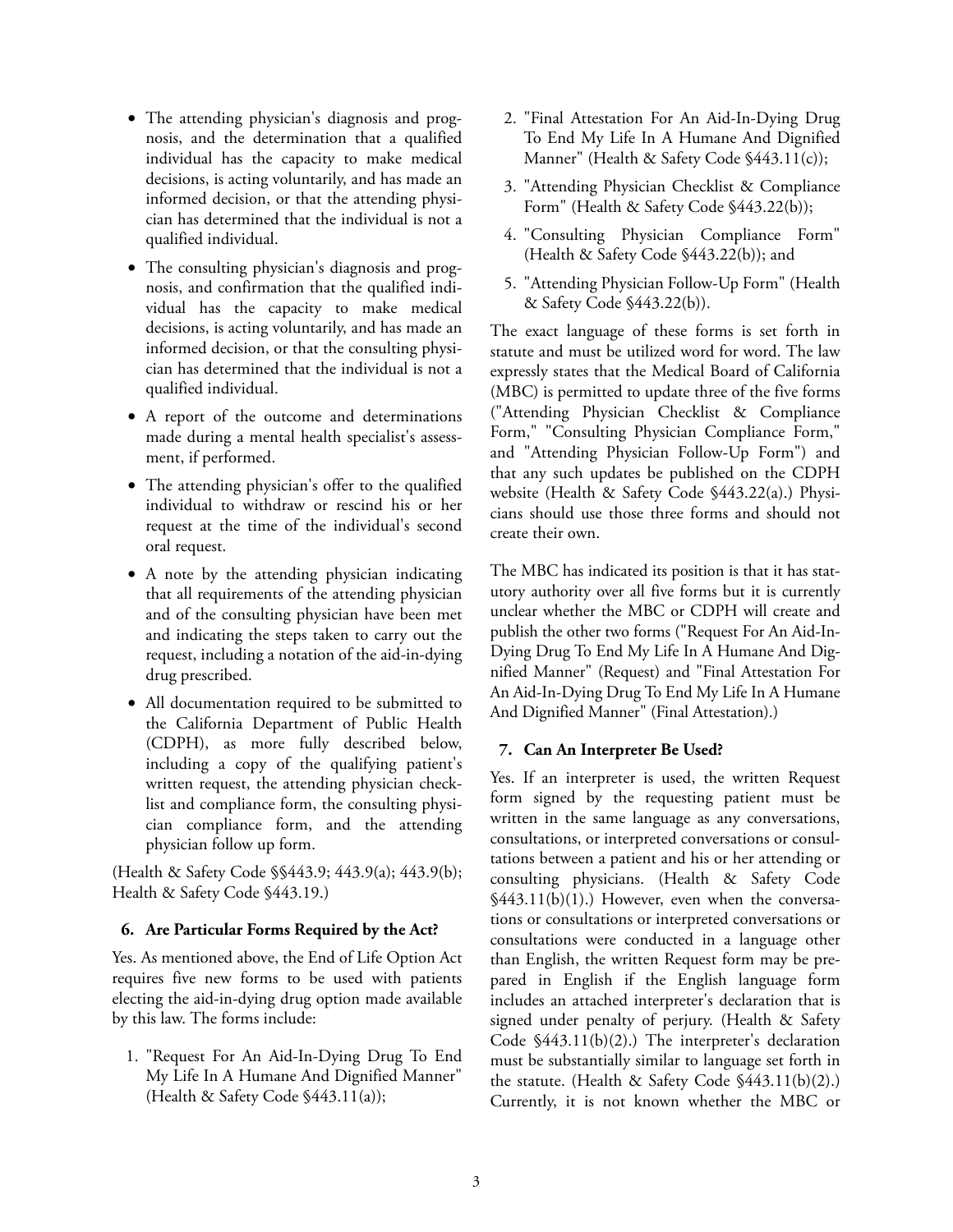- The attending physician's diagnosis and prognosis, and the determination that a qualified individual has the capacity to make medical decisions, is acting voluntarily, and has made an informed decision, or that the attending physician has determined that the individual is not a qualified individual.
- The consulting physician's diagnosis and prognosis, and confirmation that the qualified individual has the capacity to make medical decisions, is acting voluntarily, and has made an informed decision, or that the consulting physician has determined that the individual is not a qualified individual.
- A report of the outcome and determinations made during a mental health specialist's assessment, if performed.
- The attending physician's offer to the qualified individual to withdraw or rescind his or her request at the time of the individual's second oral request.
- A note by the attending physician indicating that all requirements of the attending physician and of the consulting physician have been met and indicating the steps taken to carry out the request, including a notation of the aid-in-dying drug prescribed.
- All documentation required to be submitted to the California Department of Public Health (CDPH), as more fully described below, including a copy of the qualifying patient's written request, the attending physician checklist and compliance form, the consulting physician compliance form, and the attending physician follow up form.

(Health & Safety Code §§443.9; 443.9(a); 443.9(b); Health & Safety Code §443.19.)

### 6. Are Particular Forms Required by the Act?

Yes. As mentioned above, the End of Life Option Act requires five new forms to be used with patients electing the aid-in-dying drug option made available by this law. The forms include:

1. "Request For An Aid-In-Dying Drug To End My Life In A Humane And Dignified Manner" (Health & Safety Code §443.11(a));
2. "Final Attestation For An Aid-In-Dying Drug To End My Life In A Humane And Dignified Manner" (Health & Safety Code §443.11(c));
3. "Attending Physician Checklist & Compliance Form" (Health & Safety Code §443.22(b));
4. "Consulting Physician Compliance Form" (Health & Safety Code §443.22(b)); and
5. "Attending Physician Follow-Up Form" (Health & Safety Code §443.22(b)).

The exact language of these forms is set forth in statute and must be utilized word for word. The law expressly states that the Medical Board of California (MBC) is permitted to update three of the five forms ("Attending Physician Checklist & Compliance Form," "Consulting Physician Compliance Form," and "Attending Physician Follow-Up Form") and that any such updates be published on the CDPH website (Health & Safety Code §443.22(a).) Physicians should use those three forms and should not create their own.

The MBC has indicated its position is that it has statutory authority over all five forms but it is currently unclear whether the MBC or CDPH will create and publish the other two forms ("Request For An Aid-In-Dying Drug To End My Life In A Humane And Dignified Manner" (Request) and "Final Attestation For An Aid-In-Dying Drug To End My Life In A Humane And Dignified Manner" (Final Attestation).)

### 7. Can An Interpreter Be Used?

Yes. If an interpreter is used, the written Request form signed by the requesting patient must be written in the same language as any conversations, consultations, or interpreted conversations or consultations between a patient and his or her attending or consulting physicians. (Health & Safety Code §443.11(b)(1).) However, even when the conversations or consultations or interpreted conversations or consultations were conducted in a language other than English, the written Request form may be prepared in English if the English language form includes an attached interpreter's declaration that is signed under penalty of perjury. (Health & Safety Code §443.11(b)(2).) The interpreter's declaration must be substantially similar to language set forth in the statute. (Health & Safety Code §443.11(b)(2).) Currently, it is not known whether the MBC or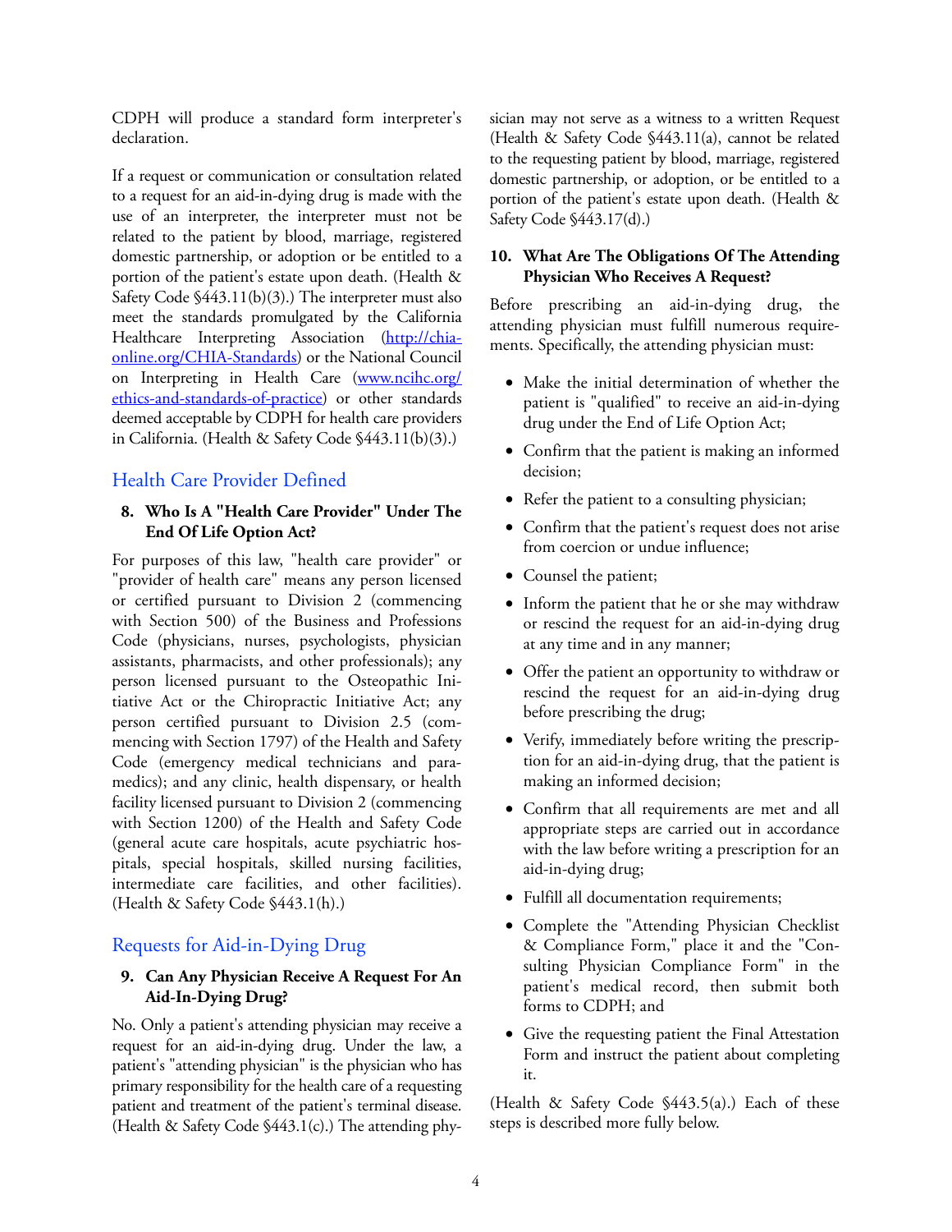CDPH will produce a standard form interpreter's declaration.

If a request or communication or consultation related to a request for an aid-in-dying drug is made with the use of an interpreter, the interpreter must not be related to the patient by blood, marriage, registered domestic partnership, or adoption or be entitled to a portion of the patient's estate upon death. (Health & Safety Code §443.11(b)(3).) The interpreter must also meet the standards promulgated by the California Healthcare Interpreting Association (http://chia-online.org/CHIA-Standards) or the National Council on Interpreting in Health Care (www.ncihc.org/ethics-and-standards-of-practice) or other standards deemed acceptable by CDPH for health care providers in California. (Health & Safety Code §443.11(b)(3).)

## Health Care Provider Defined

### 8. Who Is A "Health Care Provider" Under The End Of Life Option Act?

For purposes of this law, "health care provider" or "provider of health care" means any person licensed or certified pursuant to Division 2 (commencing with Section 500) of the Business and Professions Code (physicians, nurses, psychologists, physician assistants, pharmacists, and other professionals); any person licensed pursuant to the Osteopathic Initiative Act or the Chiropractic Initiative Act; any person certified pursuant to Division 2.5 (commencing with Section 1797) of the Health and Safety Code (emergency medical technicians and paramedics); and any clinic, health dispensary, or health facility licensed pursuant to Division 2 (commencing with Section 1200) of the Health and Safety Code (general acute care hospitals, acute psychiatric hospitals, special hospitals, skilled nursing facilities, intermediate care facilities, and other facilities). (Health & Safety Code §443.1(h).)

## Requests for Aid-in-Dying Drug

### 9. Can Any Physician Receive A Request For An Aid-In-Dying Drug?

No. Only a patient's attending physician may receive a request for an aid-in-dying drug. Under the law, a patient's "attending physician" is the physician who has primary responsibility for the health care of a requesting patient and treatment of the patient's terminal disease. (Health & Safety Code §443.1(c).) The attending physician may not serve as a witness to a written Request (Health & Safety Code §443.11(a), cannot be related to the requesting patient by blood, marriage, registered domestic partnership, or adoption, or be entitled to a portion of the patient's estate upon death. (Health & Safety Code §443.17(d).)

### 10. What Are The Obligations Of The Attending Physician Who Receives A Request?

Before prescribing an aid-in-dying drug, the attending physician must fulfill numerous requirements. Specifically, the attending physician must:

- Make the initial determination of whether the patient is "qualified" to receive an aid-in-dying drug under the End of Life Option Act;
- Confirm that the patient is making an informed decision;
- Refer the patient to a consulting physician;
- Confirm that the patient's request does not arise from coercion or undue influence;
- Counsel the patient;
- Inform the patient that he or she may withdraw or rescind the request for an aid-in-dying drug at any time and in any manner;
- Offer the patient an opportunity to withdraw or rescind the request for an aid-in-dying drug before prescribing the drug;
- Verify, immediately before writing the prescription for an aid-in-dying drug, that the patient is making an informed decision;
- Confirm that all requirements are met and all appropriate steps are carried out in accordance with the law before writing a prescription for an aid-in-dying drug;
- Fulfill all documentation requirements;
- Complete the "Attending Physician Checklist & Compliance Form," place it and the "Consulting Physician Compliance Form" in the patient's medical record, then submit both forms to CDPH; and
- Give the requesting patient the Final Attestation Form and instruct the patient about completing it.

(Health & Safety Code §443.5(a).) Each of these steps is described more fully below.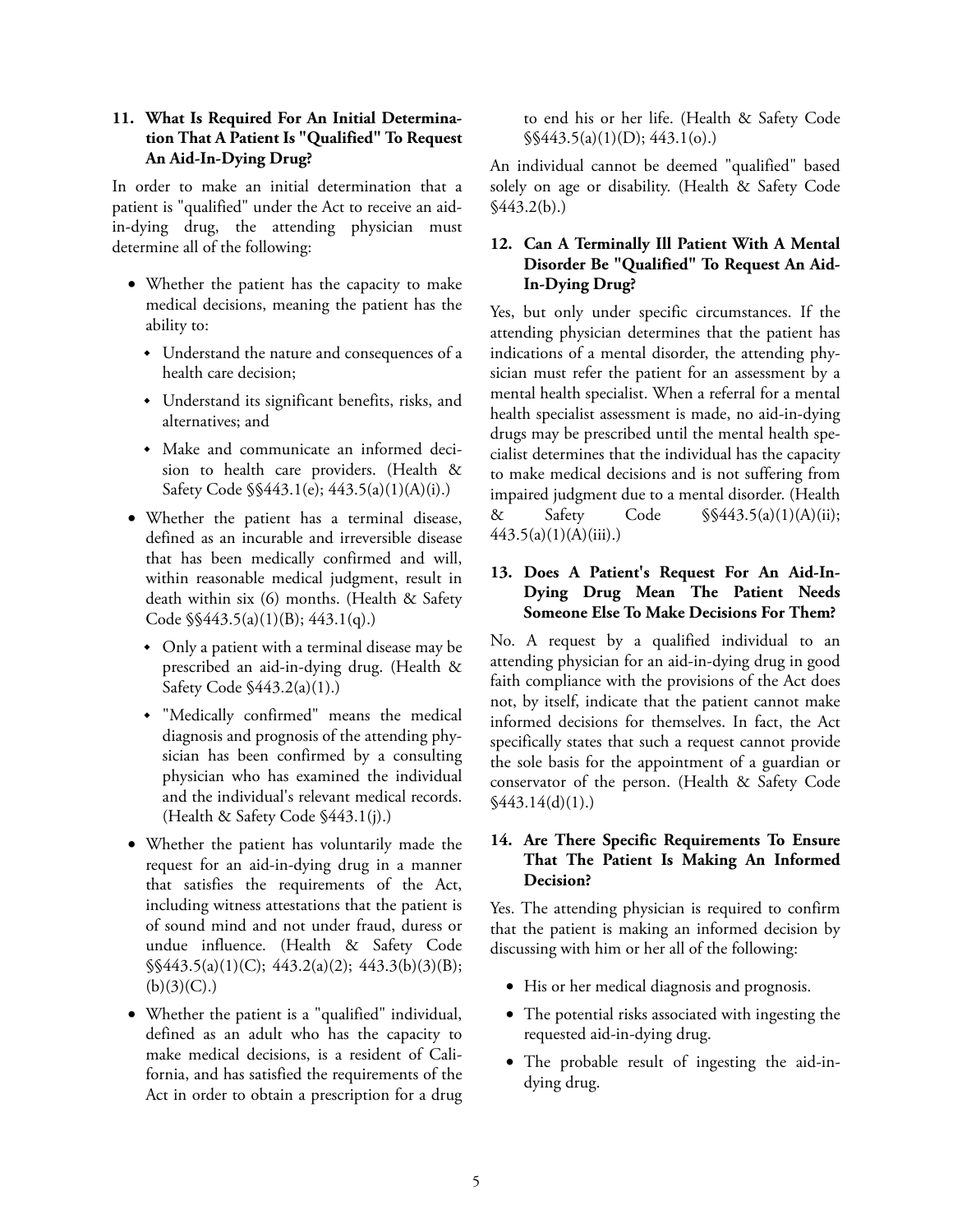### 11. What Is Required For An Initial Determination That A Patient Is "Qualified" To Request An Aid-In-Dying Drug?

In order to make an initial determination that a patient is "qualified" under the Act to receive an aid-in-dying drug, the attending physician must determine all of the following:

- Whether the patient has the capacity to make medical decisions, meaning the patient has the ability to:
  - Understand the nature and consequences of a health care decision;
  - Understand its significant benefits, risks, and alternatives; and
  - Make and communicate an informed decision to health care providers. (Health & Safety Code §§443.1(e); 443.5(a)(1)(A)(i).)
- Whether the patient has a terminal disease, defined as an incurable and irreversible disease that has been medically confirmed and will, within reasonable medical judgment, result in death within six (6) months. (Health & Safety Code §§443.5(a)(1)(B); 443.1(q).)
  - Only a patient with a terminal disease may be prescribed an aid-in-dying drug. (Health & Safety Code §443.2(a)(1).)
  - "Medically confirmed" means the medical diagnosis and prognosis of the attending physician has been confirmed by a consulting physician who has examined the individual and the individual's relevant medical records. (Health & Safety Code §443.1(j).)
- Whether the patient has voluntarily made the request for an aid-in-dying drug in a manner that satisfies the requirements of the Act, including witness attestations that the patient is of sound mind and not under fraud, duress or undue influence. (Health & Safety Code §§443.5(a)(1)(C); 443.2(a)(2); 443.3(b)(3)(B); (b)(3)(C).)
- Whether the patient is a "qualified" individual, defined as an adult who has the capacity to make medical decisions, is a resident of California, and has satisfied the requirements of the Act in order to obtain a prescription for a drug to end his or her life. (Health & Safety Code §§443.5(a)(1)(D); 443.1(o).)

An individual cannot be deemed "qualified" based solely on age or disability. (Health & Safety Code §443.2(b).)

### 12. Can A Terminally Ill Patient With A Mental Disorder Be "Qualified" To Request An Aid-In-Dying Drug?

Yes, but only under specific circumstances. If the attending physician determines that the patient has indications of a mental disorder, the attending physician must refer the patient for an assessment by a mental health specialist. When a referral for a mental health specialist assessment is made, no aid-in-dying drugs may be prescribed until the mental health specialist determines that the individual has the capacity to make medical decisions and is not suffering from impaired judgment due to a mental disorder. (Health & Safety Code §§443.5(a)(1)(A)(ii); 443.5(a)(1)(A)(iii).)

### 13. Does A Patient's Request For An Aid-In-Dying Drug Mean The Patient Needs Someone Else To Make Decisions For Them?

No. A request by a qualified individual to an attending physician for an aid-in-dying drug in good faith compliance with the provisions of the Act does not, by itself, indicate that the patient cannot make informed decisions for themselves. In fact, the Act specifically states that such a request cannot provide the sole basis for the appointment of a guardian or conservator of the person. (Health & Safety Code §443.14(d)(1).)

### 14. Are There Specific Requirements To Ensure That The Patient Is Making An Informed Decision?

Yes. The attending physician is required to confirm that the patient is making an informed decision by discussing with him or her all of the following:

- His or her medical diagnosis and prognosis.
- The potential risks associated with ingesting the requested aid-in-dying drug.
- The probable result of ingesting the aid-in-dying drug.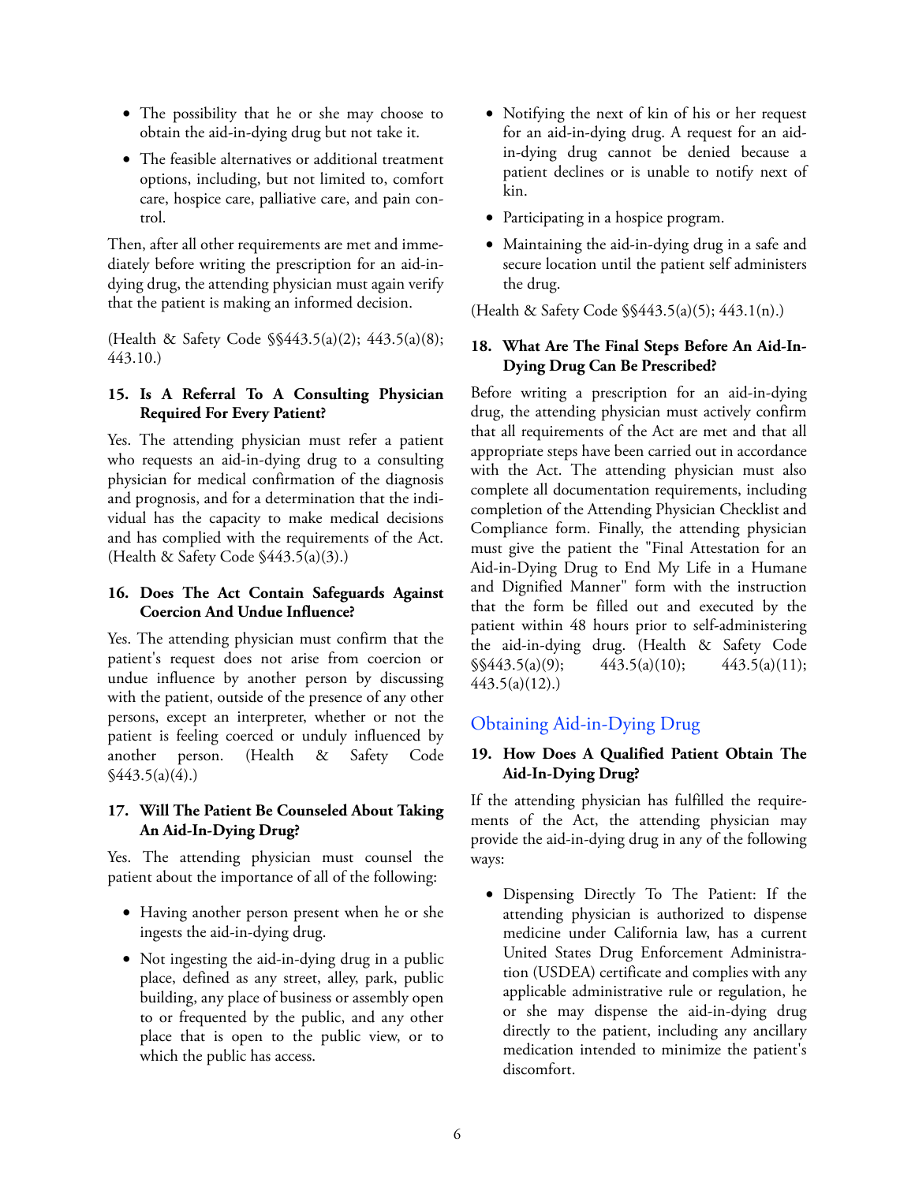- The possibility that he or she may choose to obtain the aid-in-dying drug but not take it.
- The feasible alternatives or additional treatment options, including, but not limited to, comfort care, hospice care, palliative care, and pain control.

Then, after all other requirements are met and immediately before writing the prescription for an aid-in-dying drug, the attending physician must again verify that the patient is making an informed decision.

(Health & Safety Code §§443.5(a)(2); 443.5(a)(8); 443.10.)

### 15. Is A Referral To A Consulting Physician Required For Every Patient?

Yes. The attending physician must refer a patient who requests an aid-in-dying drug to a consulting physician for medical confirmation of the diagnosis and prognosis, and for a determination that the individual has the capacity to make medical decisions and has complied with the requirements of the Act. (Health & Safety Code §443.5(a)(3).)

### 16. Does The Act Contain Safeguards Against Coercion And Undue Influence?

Yes. The attending physician must confirm that the patient's request does not arise from coercion or undue influence by another person by discussing with the patient, outside of the presence of any other persons, except an interpreter, whether or not the patient is feeling coerced or unduly influenced by another person. (Health & Safety Code §443.5(a)(4).)

### 17. Will The Patient Be Counseled About Taking An Aid-In-Dying Drug?

Yes. The attending physician must counsel the patient about the importance of all of the following:

- Having another person present when he or she ingests the aid-in-dying drug.
- Not ingesting the aid-in-dying drug in a public place, defined as any street, alley, park, public building, any place of business or assembly open to or frequented by the public, and any other place that is open to the public view, or to which the public has access.
- Notifying the next of kin of his or her request for an aid-in-dying drug. A request for an aid-in-dying drug cannot be denied because a patient declines or is unable to notify next of kin.
- Participating in a hospice program.
- Maintaining the aid-in-dying drug in a safe and secure location until the patient self administers the drug.

(Health & Safety Code §§443.5(a)(5); 443.1(n).)

### 18. What Are The Final Steps Before An Aid-In-Dying Drug Can Be Prescribed?

Before writing a prescription for an aid-in-dying drug, the attending physician must actively confirm that all requirements of the Act are met and that all appropriate steps have been carried out in accordance with the Act. The attending physician must also complete all documentation requirements, including completion of the Attending Physician Checklist and Compliance form. Finally, the attending physician must give the patient the "Final Attestation for an Aid-in-Dying Drug to End My Life in a Humane and Dignified Manner" form with the instruction that the form be filled out and executed by the patient within 48 hours prior to self-administering the aid-in-dying drug. (Health & Safety Code §§443.5(a)(9); 443.5(a)(10); 443.5(a)(11); 443.5(a)(12).)

## Obtaining Aid-in-Dying Drug

### 19. How Does A Qualified Patient Obtain The Aid-In-Dying Drug?

If the attending physician has fulfilled the requirements of the Act, the attending physician may provide the aid-in-dying drug in any of the following ways:

- Dispensing Directly To The Patient: If the attending physician is authorized to dispense medicine under California law, has a current United States Drug Enforcement Administration (USDEA) certificate and complies with any applicable administrative rule or regulation, he or she may dispense the aid-in-dying drug directly to the patient, including any ancillary medication intended to minimize the patient's discomfort.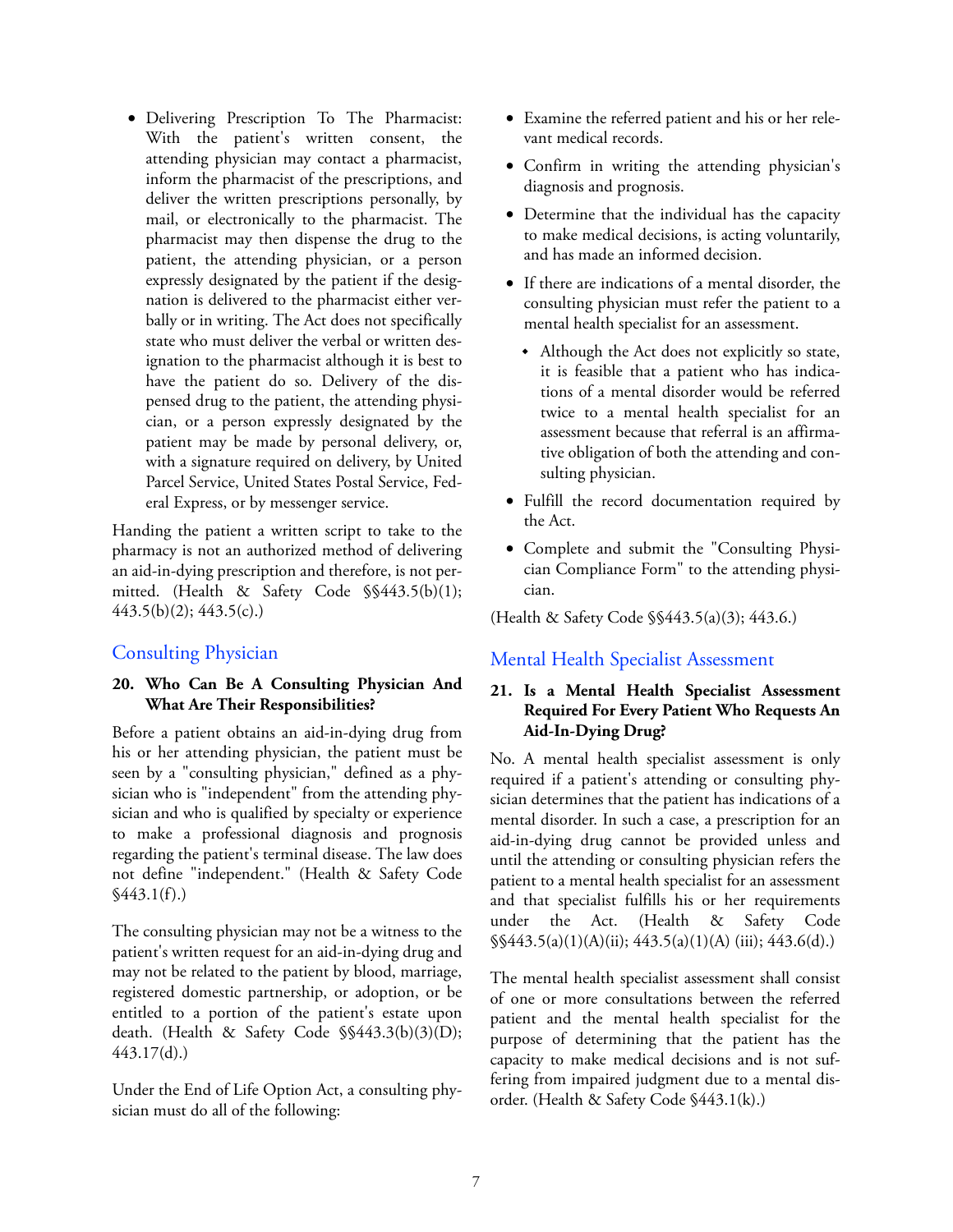- Delivering Prescription To The Pharmacist: With the patient's written consent, the attending physician may contact a pharmacist, inform the pharmacist of the prescriptions, and deliver the written prescriptions personally, by mail, or electronically to the pharmacist. The pharmacist may then dispense the drug to the patient, the attending physician, or a person expressly designated by the patient if the designation is delivered to the pharmacist either verbally or in writing. The Act does not specifically state who must deliver the verbal or written designation to the pharmacist although it is best to have the patient do so. Delivery of the dispensed drug to the patient, the attending physician, or a person expressly designated by the patient may be made by personal delivery, or, with a signature required on delivery, by United Parcel Service, United States Postal Service, Federal Express, or by messenger service.

Handing the patient a written script to take to the pharmacy is not an authorized method of delivering an aid-in-dying prescription and therefore, is not permitted. (Health & Safety Code §§443.5(b)(1); 443.5(b)(2); 443.5(c).)

## Consulting Physician

### 20. Who Can Be A Consulting Physician And What Are Their Responsibilities?

Before a patient obtains an aid-in-dying drug from his or her attending physician, the patient must be seen by a "consulting physician," defined as a physician who is "independent" from the attending physician and who is qualified by specialty or experience to make a professional diagnosis and prognosis regarding the patient's terminal disease. The law does not define "independent." (Health & Safety Code §443.1(f).)

The consulting physician may not be a witness to the patient's written request for an aid-in-dying drug and may not be related to the patient by blood, marriage, registered domestic partnership, or adoption, or be entitled to a portion of the patient's estate upon death. (Health & Safety Code §§443.3(b)(3)(D); 443.17(d).)

Under the End of Life Option Act, a consulting physician must do all of the following:

- Examine the referred patient and his or her relevant medical records.
- Confirm in writing the attending physician's diagnosis and prognosis.
- Determine that the individual has the capacity to make medical decisions, is acting voluntarily, and has made an informed decision.
- If there are indications of a mental disorder, the consulting physician must refer the patient to a mental health specialist for an assessment.
  - Although the Act does not explicitly so state, it is feasible that a patient who has indications of a mental disorder would be referred twice to a mental health specialist for an assessment because that referral is an affirmative obligation of both the attending and consulting physician.
- Fulfill the record documentation required by the Act.
- Complete and submit the "Consulting Physician Compliance Form" to the attending physician.

(Health & Safety Code §§443.5(a)(3); 443.6.)

## Mental Health Specialist Assessment

### 21. Is a Mental Health Specialist Assessment Required For Every Patient Who Requests An Aid-In-Dying Drug?

No. A mental health specialist assessment is only required if a patient's attending or consulting physician determines that the patient has indications of a mental disorder. In such a case, a prescription for an aid-in-dying drug cannot be provided unless and until the attending or consulting physician refers the patient to a mental health specialist for an assessment and that specialist fulfills his or her requirements under the Act. (Health & Safety Code §§443.5(a)(1)(A)(ii); 443.5(a)(1)(A) (iii); 443.6(d).)

The mental health specialist assessment shall consist of one or more consultations between the referred patient and the mental health specialist for the purpose of determining that the patient has the capacity to make medical decisions and is not suffering from impaired judgment due to a mental disorder. (Health & Safety Code §443.1(k).)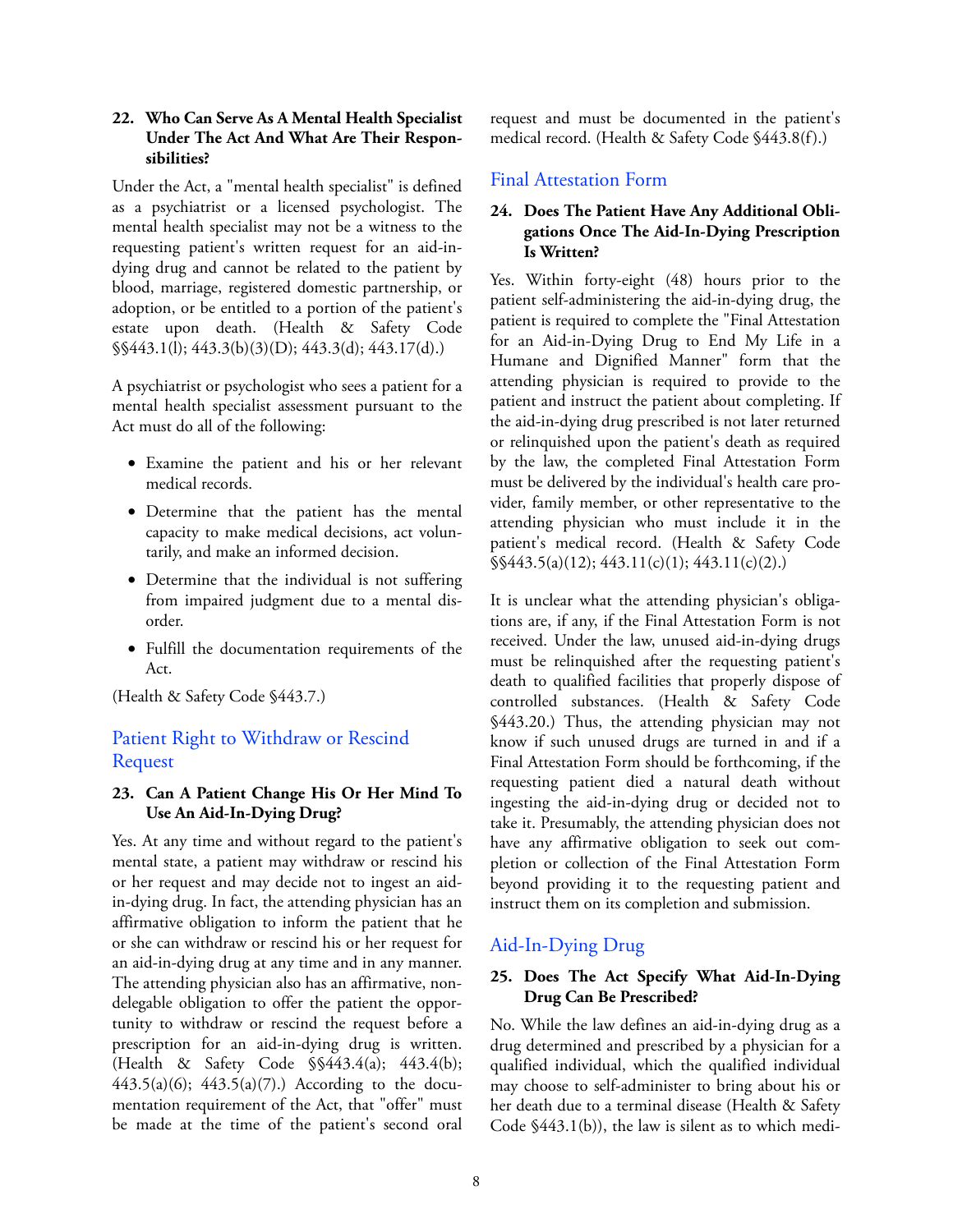### 22. Who Can Serve As A Mental Health Specialist Under The Act And What Are Their Responsibilities?

Under the Act, a "mental health specialist" is defined as a psychiatrist or a licensed psychologist. The mental health specialist may not be a witness to the requesting patient's written request for an aid-in-dying drug and cannot be related to the patient by blood, marriage, registered domestic partnership, or adoption, or be entitled to a portion of the patient's estate upon death. (Health & Safety Code §§443.1(l); 443.3(b)(3)(D); 443.3(d); 443.17(d).)

A psychiatrist or psychologist who sees a patient for a mental health specialist assessment pursuant to the Act must do all of the following:

- Examine the patient and his or her relevant medical records.
- Determine that the patient has the mental capacity to make medical decisions, act voluntarily, and make an informed decision.
- Determine that the individual is not suffering from impaired judgment due to a mental disorder.
- Fulfill the documentation requirements of the Act.

(Health & Safety Code §443.7.)

## Patient Right to Withdraw or Rescind Request

### 23. Can A Patient Change His Or Her Mind To Use An Aid-In-Dying Drug?

Yes. At any time and without regard to the patient's mental state, a patient may withdraw or rescind his or her request and may decide not to ingest an aid-in-dying drug. In fact, the attending physician has an affirmative obligation to inform the patient that he or she can withdraw or rescind his or her request for an aid-in-dying drug at any time and in any manner. The attending physician also has an affirmative, non-delegable obligation to offer the patient the opportunity to withdraw or rescind the request before a prescription for an aid-in-dying drug is written. (Health & Safety Code §§443.4(a); 443.4(b); 443.5(a)(6); 443.5(a)(7).) According to the documentation requirement of the Act, that "offer" must be made at the time of the patient's second oral request and must be documented in the patient's medical record. (Health & Safety Code §443.8(f).)

## Final Attestation Form

### 24. Does The Patient Have Any Additional Obligations Once The Aid-In-Dying Prescription Is Written?

Yes. Within forty-eight (48) hours prior to the patient self-administering the aid-in-dying drug, the patient is required to complete the "Final Attestation for an Aid-in-Dying Drug to End My Life in a Humane and Dignified Manner" form that the attending physician is required to provide to the patient and instruct the patient about completing. If the aid-in-dying drug prescribed is not later returned or relinquished upon the patient's death as required by the law, the completed Final Attestation Form must be delivered by the individual's health care provider, family member, or other representative to the attending physician who must include it in the patient's medical record. (Health & Safety Code §§443.5(a)(12); 443.11(c)(1); 443.11(c)(2).)

It is unclear what the attending physician's obligations are, if any, if the Final Attestation Form is not received. Under the law, unused aid-in-dying drugs must be relinquished after the requesting patient's death to qualified facilities that properly dispose of controlled substances. (Health & Safety Code §443.20.) Thus, the attending physician may not know if such unused drugs are turned in and if a Final Attestation Form should be forthcoming, if the requesting patient died a natural death without ingesting the aid-in-dying drug or decided not to take it. Presumably, the attending physician does not have any affirmative obligation to seek out completion or collection of the Final Attestation Form beyond providing it to the requesting patient and instruct them on its completion and submission.

## Aid-In-Dying Drug

### 25. Does The Act Specify What Aid-In-Dying Drug Can Be Prescribed?

No. While the law defines an aid-in-dying drug as a drug determined and prescribed by a physician for a qualified individual, which the qualified individual may choose to self-administer to bring about his or her death due to a terminal disease (Health & Safety Code §443.1(b)), the law is silent as to which medi-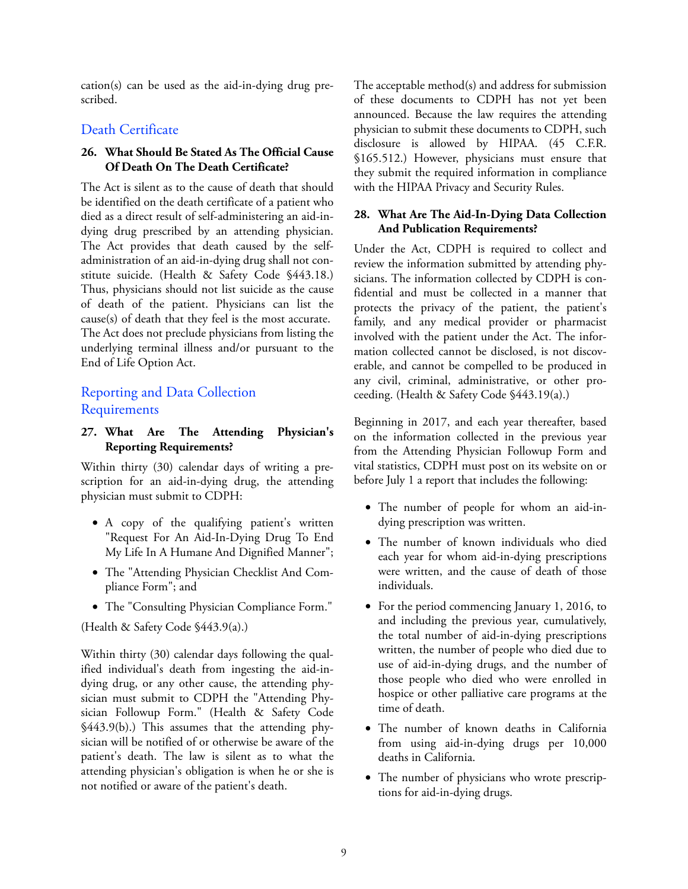cation(s) can be used as the aid-in-dying drug prescribed.

## Death Certificate

### 26. What Should Be Stated As The Official Cause Of Death On The Death Certificate?

The Act is silent as to the cause of death that should be identified on the death certificate of a patient who died as a direct result of self-administering an aid-in-dying drug prescribed by an attending physician. The Act provides that death caused by the self-administration of an aid-in-dying drug shall not constitute suicide. (Health & Safety Code §443.18.) Thus, physicians should not list suicide as the cause of death of the patient. Physicians can list the cause(s) of death that they feel is the most accurate. The Act does not preclude physicians from listing the underlying terminal illness and/or pursuant to the End of Life Option Act.

## Reporting and Data Collection Requirements

### 27. What Are The Attending Physician's Reporting Requirements?

Within thirty (30) calendar days of writing a prescription for an aid-in-dying drug, the attending physician must submit to CDPH:

- A copy of the qualifying patient's written "Request For An Aid-In-Dying Drug To End My Life In A Humane And Dignified Manner";
- The "Attending Physician Checklist And Compliance Form"; and
- The "Consulting Physician Compliance Form."

(Health & Safety Code §443.9(a).)

Within thirty (30) calendar days following the qualified individual's death from ingesting the aid-in-dying drug, or any other cause, the attending physician must submit to CDPH the "Attending Physician Followup Form." (Health & Safety Code §443.9(b).) This assumes that the attending physician will be notified of or otherwise be aware of the patient's death. The law is silent as to what the attending physician's obligation is when he or she is not notified or aware of the patient's death.

The acceptable method(s) and address for submission of these documents to CDPH has not yet been announced. Because the law requires the attending physician to submit these documents to CDPH, such disclosure is allowed by HIPAA. (45 C.F.R. §165.512.) However, physicians must ensure that they submit the required information in compliance with the HIPAA Privacy and Security Rules.

### 28. What Are The Aid-In-Dying Data Collection And Publication Requirements?

Under the Act, CDPH is required to collect and review the information submitted by attending physicians. The information collected by CDPH is confidential and must be collected in a manner that protects the privacy of the patient, the patient's family, and any medical provider or pharmacist involved with the patient under the Act. The information collected cannot be disclosed, is not discoverable, and cannot be compelled to be produced in any civil, criminal, administrative, or other proceeding. (Health & Safety Code §443.19(a).)

Beginning in 2017, and each year thereafter, based on the information collected in the previous year from the Attending Physician Followup Form and vital statistics, CDPH must post on its website on or before July 1 a report that includes the following:

- The number of people for whom an aid-in-dying prescription was written.
- The number of known individuals who died each year for whom aid-in-dying prescriptions were written, and the cause of death of those individuals.
- For the period commencing January 1, 2016, to and including the previous year, cumulatively, the total number of aid-in-dying prescriptions written, the number of people who died due to use of aid-in-dying drugs, and the number of those people who died who were enrolled in hospice or other palliative care programs at the time of death.
- The number of known deaths in California from using aid-in-dying drugs per 10,000 deaths in California.
- The number of physicians who wrote prescriptions for aid-in-dying drugs.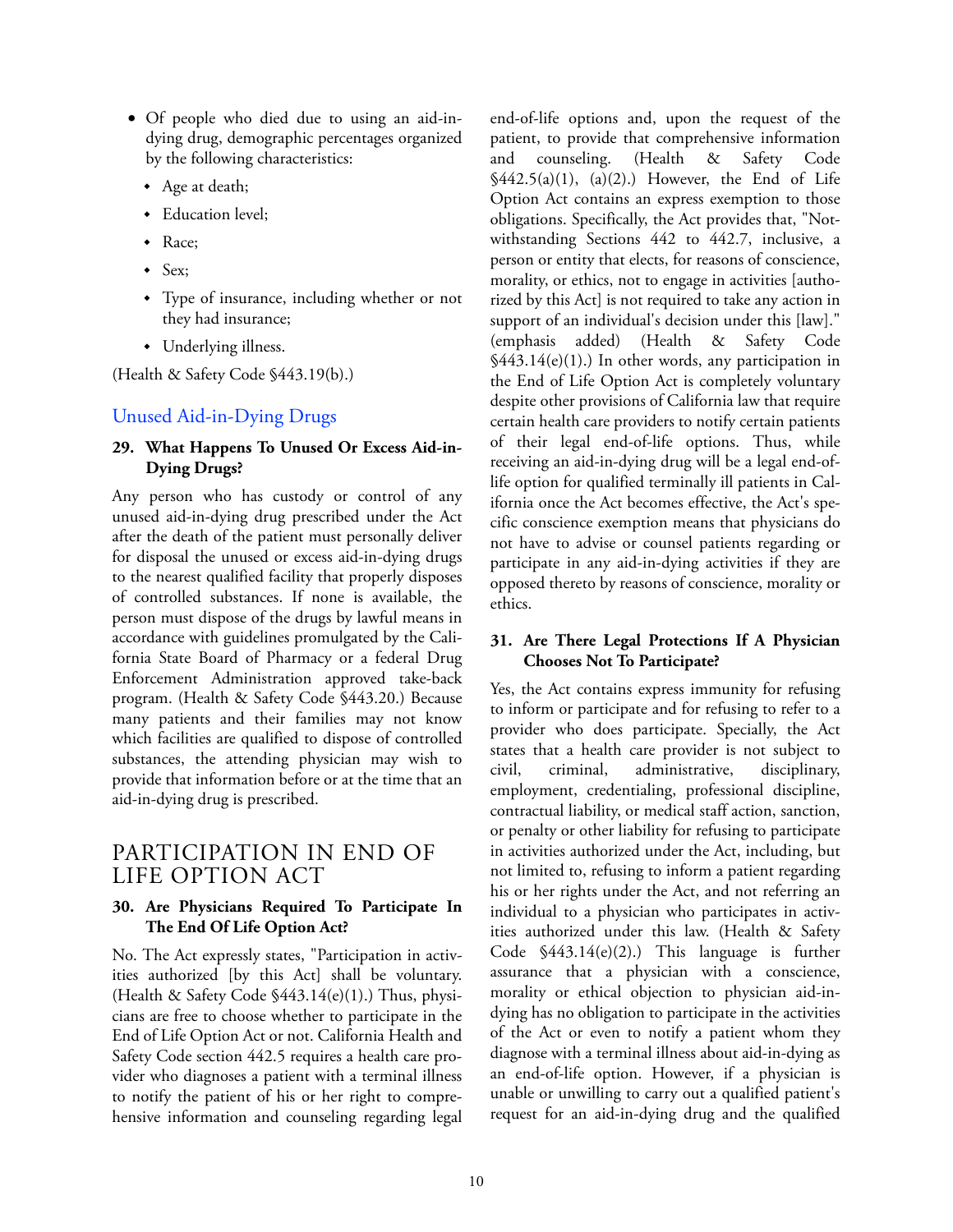- Of people who died due to using an aid-in-dying drug, demographic percentages organized by the following characteristics:
  - Age at death;
  - Education level;
  - Race;
  - Sex;
  - Type of insurance, including whether or not they had insurance;
  - Underlying illness.

(Health & Safety Code §443.19(b).)

## Unused Aid-in-Dying Drugs

### 29. What Happens To Unused Or Excess Aid-in-Dying Drugs?

Any person who has custody or control of any unused aid-in-dying drug prescribed under the Act after the death of the patient must personally deliver for disposal the unused or excess aid-in-dying drugs to the nearest qualified facility that properly disposes of controlled substances. If none is available, the person must dispose of the drugs by lawful means in accordance with guidelines promulgated by the California State Board of Pharmacy or a federal Drug Enforcement Administration approved take-back program. (Health & Safety Code §443.20.) Because many patients and their families may not know which facilities are qualified to dispose of controlled substances, the attending physician may wish to provide that information before or at the time that an aid-in-dying drug is prescribed.

# PARTICIPATION IN END OF LIFE OPTION ACT

### 30. Are Physicians Required To Participate In The End Of Life Option Act?

No. The Act expressly states, "Participation in activities authorized [by this Act] shall be voluntary. (Health & Safety Code §443.14(e)(1).) Thus, physicians are free to choose whether to participate in the End of Life Option Act or not. California Health and Safety Code section 442.5 requires a health care provider who diagnoses a patient with a terminal illness to notify the patient of his or her right to comprehensive information and counseling regarding legal end-of-life options and, upon the request of the patient, to provide that comprehensive information and counseling. (Health & Safety Code §442.5(a)(1), (a)(2).) However, the End of Life Option Act contains an express exemption to those obligations. Specifically, the Act provides that, "Notwithstanding Sections 442 to 442.7, inclusive, a person or entity that elects, for reasons of conscience, morality, or ethics, not to engage in activities [authorized by this Act] is not required to take any action in support of an individual's decision under this [law]." (emphasis added) (Health & Safety Code §443.14(e)(1).) In other words, any participation in the End of Life Option Act is completely voluntary despite other provisions of California law that require certain health care providers to notify certain patients of their legal end-of-life options. Thus, while receiving an aid-in-dying drug will be a legal end-of-life option for qualified terminally ill patients in California once the Act becomes effective, the Act's specific conscience exemption means that physicians do not have to advise or counsel patients regarding or participate in any aid-in-dying activities if they are opposed thereto by reasons of conscience, morality or ethics.

### 31. Are There Legal Protections If A Physician Chooses Not To Participate?

Yes, the Act contains express immunity for refusing to inform or participate and for refusing to refer to a provider who does participate. Specially, the Act states that a health care provider is not subject to civil, criminal, administrative, disciplinary, employment, credentialing, professional discipline, contractual liability, or medical staff action, sanction, or penalty or other liability for refusing to participate in activities authorized under the Act, including, but not limited to, refusing to inform a patient regarding his or her rights under the Act, and not referring an individual to a physician who participates in activities authorized under this law. (Health & Safety Code §443.14(e)(2).) This language is further assurance that a physician with a conscience, morality or ethical objection to physician aid-in-dying has no obligation to participate in the activities of the Act or even to notify a patient whom they diagnose with a terminal illness about aid-in-dying as an end-of-life option. However, if a physician is unable or unwilling to carry out a qualified patient's request for an aid-in-dying drug and the qualified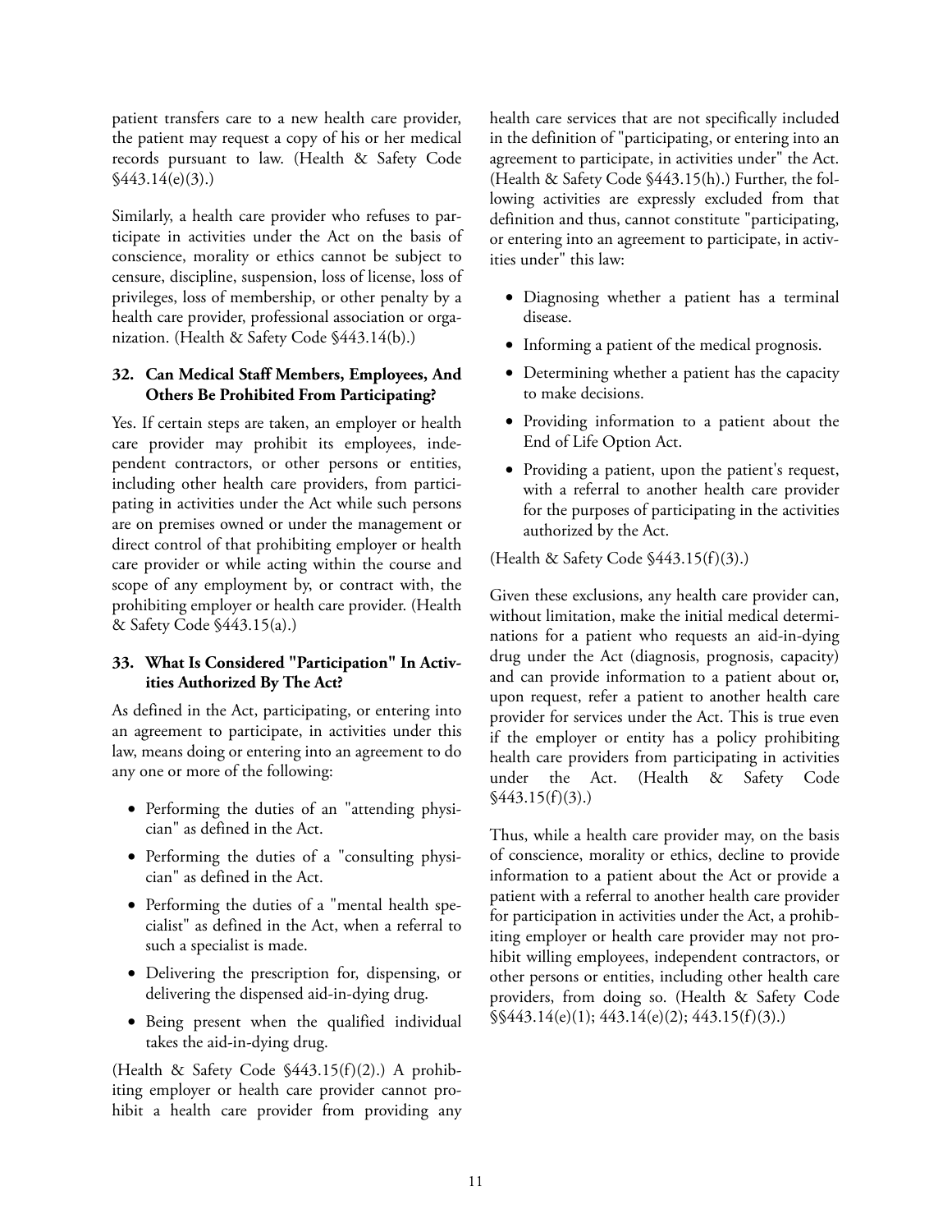patient transfers care to a new health care provider, the patient may request a copy of his or her medical records pursuant to law. (Health & Safety Code §443.14(e)(3).)

Similarly, a health care provider who refuses to participate in activities under the Act on the basis of conscience, morality or ethics cannot be subject to censure, discipline, suspension, loss of license, loss of privileges, loss of membership, or other penalty by a health care provider, professional association or organization. (Health & Safety Code §443.14(b).)

### 32. Can Medical Staff Members, Employees, And Others Be Prohibited From Participating?

Yes. If certain steps are taken, an employer or health care provider may prohibit its employees, independent contractors, or other persons or entities, including other health care providers, from participating in activities under the Act while such persons are on premises owned or under the management or direct control of that prohibiting employer or health care provider or while acting within the course and scope of any employment by, or contract with, the prohibiting employer or health care provider. (Health & Safety Code §443.15(a).)

### 33. What Is Considered "Participation" In Activities Authorized By The Act?

As defined in the Act, participating, or entering into an agreement to participate, in activities under this law, means doing or entering into an agreement to do any one or more of the following:

- Performing the duties of an "attending physician" as defined in the Act.
- Performing the duties of a "consulting physician" as defined in the Act.
- Performing the duties of a "mental health specialist" as defined in the Act, when a referral to such a specialist is made.
- Delivering the prescription for, dispensing, or delivering the dispensed aid-in-dying drug.
- Being present when the qualified individual takes the aid-in-dying drug.

(Health & Safety Code §443.15(f)(2).) A prohibiting employer or health care provider cannot prohibit a health care provider from providing any health care services that are not specifically included in the definition of "participating, or entering into an agreement to participate, in activities under" the Act. (Health & Safety Code §443.15(h).) Further, the following activities are expressly excluded from that definition and thus, cannot constitute "participating, or entering into an agreement to participate, in activities under" this law:

- Diagnosing whether a patient has a terminal disease.
- Informing a patient of the medical prognosis.
- Determining whether a patient has the capacity to make decisions.
- Providing information to a patient about the End of Life Option Act.
- Providing a patient, upon the patient's request, with a referral to another health care provider for the purposes of participating in the activities authorized by the Act.

(Health & Safety Code §443.15(f)(3).)

Given these exclusions, any health care provider can, without limitation, make the initial medical determinations for a patient who requests an aid-in-dying drug under the Act (diagnosis, prognosis, capacity) and can provide information to a patient about or, upon request, refer a patient to another health care provider for services under the Act. This is true even if the employer or entity has a policy prohibiting health care providers from participating in activities under the Act. (Health & Safety Code §443.15(f)(3).)

Thus, while a health care provider may, on the basis of conscience, morality or ethics, decline to provide information to a patient about the Act or provide a patient with a referral to another health care provider for participation in activities under the Act, a prohibiting employer or health care provider may not prohibit willing employees, independent contractors, or other persons or entities, including other health care providers, from doing so. (Health & Safety Code §§443.14(e)(1); 443.14(e)(2); 443.15(f)(3).)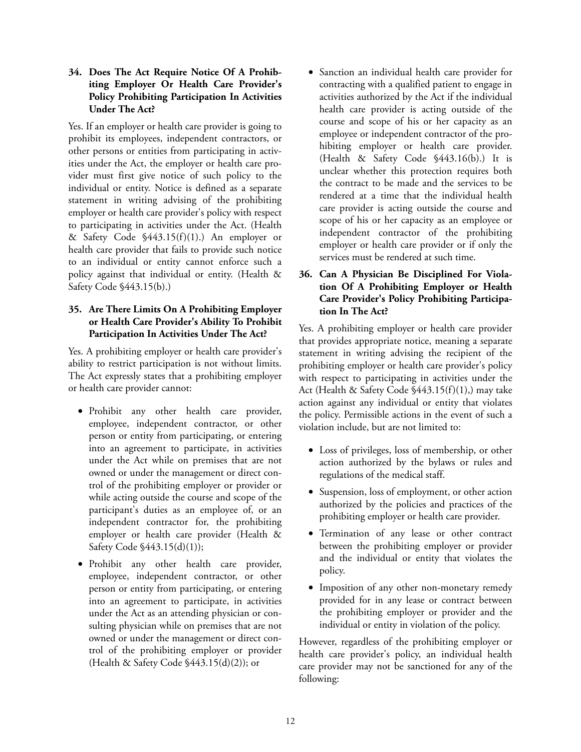### 34. Does The Act Require Notice Of A Prohibiting Employer Or Health Care Provider's Policy Prohibiting Participation In Activities Under The Act?

Yes. If an employer or health care provider is going to prohibit its employees, independent contractors, or other persons or entities from participating in activities under the Act, the employer or health care provider must first give notice of such policy to the individual or entity. Notice is defined as a separate statement in writing advising of the prohibiting employer or health care provider's policy with respect to participating in activities under the Act. (Health & Safety Code §443.15(f)(1).) An employer or health care provider that fails to provide such notice to an individual or entity cannot enforce such a policy against that individual or entity. (Health & Safety Code §443.15(b).)

### 35. Are There Limits On A Prohibiting Employer or Health Care Provider's Ability To Prohibit Participation In Activities Under The Act?

Yes. A prohibiting employer or health care provider's ability to restrict participation is not without limits. The Act expressly states that a prohibiting employer or health care provider cannot:

- Prohibit any other health care provider, employee, independent contractor, or other person or entity from participating, or entering into an agreement to participate, in activities under the Act while on premises that are not owned or under the management or direct control of the prohibiting employer or provider or while acting outside the course and scope of the participant's duties as an employee of, or an independent contractor for, the prohibiting employer or health care provider (Health & Safety Code §443.15(d)(1));
- Prohibit any other health care provider, employee, independent contractor, or other person or entity from participating, or entering into an agreement to participate, in activities under the Act as an attending physician or consulting physician while on premises that are not owned or under the management or direct control of the prohibiting employer or provider (Health & Safety Code §443.15(d)(2)); or
- Sanction an individual health care provider for contracting with a qualified patient to engage in activities authorized by the Act if the individual health care provider is acting outside of the course and scope of his or her capacity as an employee or independent contractor of the prohibiting employer or health care provider. (Health & Safety Code §443.16(b).) It is unclear whether this protection requires both the contract to be made and the services to be rendered at a time that the individual health care provider is acting outside the course and scope of his or her capacity as an employee or independent contractor of the prohibiting employer or health care provider or if only the services must be rendered at such time.

### 36. Can A Physician Be Disciplined For Violation Of A Prohibiting Employer or Health Care Provider's Policy Prohibiting Participation In The Act?

Yes. A prohibiting employer or health care provider that provides appropriate notice, meaning a separate statement in writing advising the recipient of the prohibiting employer or health care provider's policy with respect to participating in activities under the Act (Health & Safety Code §443.15(f)(1),) may take action against any individual or entity that violates the policy. Permissible actions in the event of such a violation include, but are not limited to:

- Loss of privileges, loss of membership, or other action authorized by the bylaws or rules and regulations of the medical staff.
- Suspension, loss of employment, or other action authorized by the policies and practices of the prohibiting employer or health care provider.
- Termination of any lease or other contract between the prohibiting employer or provider and the individual or entity that violates the policy.
- Imposition of any other non-monetary remedy provided for in any lease or contract between the prohibiting employer or provider and the individual or entity in violation of the policy.

However, regardless of the prohibiting employer or health care provider's policy, an individual health care provider may not be sanctioned for any of the following: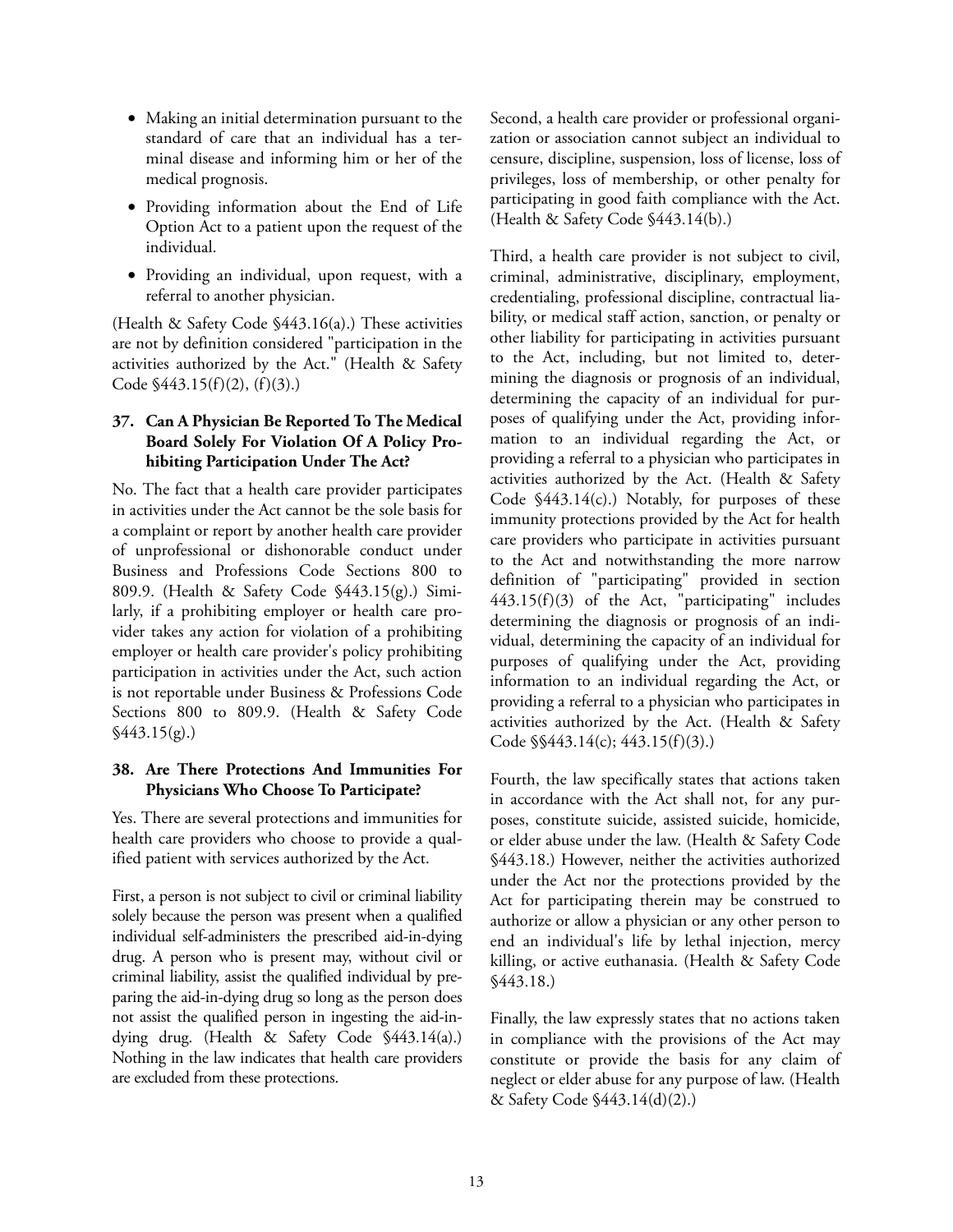- Making an initial determination pursuant to the standard of care that an individual has a terminal disease and informing him or her of the medical prognosis.
- Providing information about the End of Life Option Act to a patient upon the request of the individual.
- Providing an individual, upon request, with a referral to another physician.

(Health & Safety Code §443.16(a).) These activities are not by definition considered "participation in the activities authorized by the Act." (Health & Safety Code §443.15(f)(2), (f)(3).)

### 37. Can A Physician Be Reported To The Medical Board Solely For Violation Of A Policy Prohibiting Participation Under The Act?

No. The fact that a health care provider participates in activities under the Act cannot be the sole basis for a complaint or report by another health care provider of unprofessional or dishonorable conduct under Business and Professions Code Sections 800 to 809.9. (Health & Safety Code §443.15(g).) Similarly, if a prohibiting employer or health care provider takes any action for violation of a prohibiting employer or health care provider's policy prohibiting participation in activities under the Act, such action is not reportable under Business & Professions Code Sections 800 to 809.9. (Health & Safety Code §443.15(g).)

### 38. Are There Protections And Immunities For Physicians Who Choose To Participate?

Yes. There are several protections and immunities for health care providers who choose to provide a qualified patient with services authorized by the Act.

First, a person is not subject to civil or criminal liability solely because the person was present when a qualified individual self-administers the prescribed aid-in-dying drug. A person who is present may, without civil or criminal liability, assist the qualified individual by preparing the aid-in-dying drug so long as the person does not assist the qualified person in ingesting the aid-in-dying drug. (Health & Safety Code §443.14(a).) Nothing in the law indicates that health care providers are excluded from these protections.

Second, a health care provider or professional organization or association cannot subject an individual to censure, discipline, suspension, loss of license, loss of privileges, loss of membership, or other penalty for participating in good faith compliance with the Act. (Health & Safety Code §443.14(b).)

Third, a health care provider is not subject to civil, criminal, administrative, disciplinary, employment, credentialing, professional discipline, contractual liability, or medical staff action, sanction, or penalty or other liability for participating in activities pursuant to the Act, including, but not limited to, determining the diagnosis or prognosis of an individual, determining the capacity of an individual for purposes of qualifying under the Act, providing information to an individual regarding the Act, or providing a referral to a physician who participates in activities authorized by the Act. (Health & Safety Code §443.14(c).) Notably, for purposes of these immunity protections provided by the Act for health care providers who participate in activities pursuant to the Act and notwithstanding the more narrow definition of "participating" provided in section 443.15(f)(3) of the Act, "participating" includes determining the diagnosis or prognosis of an individual, determining the capacity of an individual for purposes of qualifying under the Act, providing information to an individual regarding the Act, or providing a referral to a physician who participates in activities authorized by the Act. (Health & Safety Code §§443.14(c); 443.15(f)(3).)

Fourth, the law specifically states that actions taken in accordance with the Act shall not, for any purposes, constitute suicide, assisted suicide, homicide, or elder abuse under the law. (Health & Safety Code §443.18.) However, neither the activities authorized under the Act nor the protections provided by the Act for participating therein may be construed to authorize or allow a physician or any other person to end an individual's life by lethal injection, mercy killing, or active euthanasia. (Health & Safety Code §443.18.)

Finally, the law expressly states that no actions taken in compliance with the provisions of the Act may constitute or provide the basis for any claim of neglect or elder abuse for any purpose of law. (Health & Safety Code §443.14(d)(2).)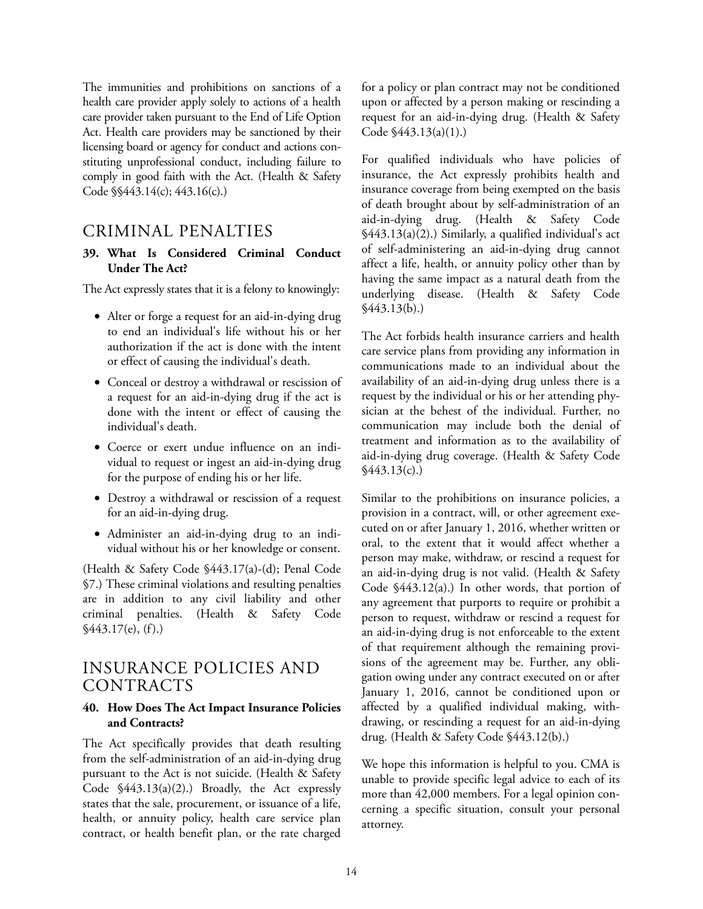The immunities and prohibitions on sanctions of a health care provider apply solely to actions of a health care provider taken pursuant to the End of Life Option Act. Health care providers may be sanctioned by their licensing board or agency for conduct and actions constituting unprofessional conduct, including failure to comply in good faith with the Act. (Health & Safety Code §§443.14(c); 443.16(c).)

## CRIMINAL PENALTIES

### 39. What Is Considered Criminal Conduct Under The Act?

The Act expressly states that it is a felony to knowingly:

- Alter or forge a request for an aid-in-dying drug to end an individual's life without his or her authorization if the act is done with the intent or effect of causing the individual's death.
- Conceal or destroy a withdrawal or rescission of a request for an aid-in-dying drug if the act is done with the intent or effect of causing the individual's death.
- Coerce or exert undue influence on an individual to request or ingest an aid-in-dying drug for the purpose of ending his or her life.
- Destroy a withdrawal or rescission of a request for an aid-in-dying drug.
- Administer an aid-in-dying drug to an individual without his or her knowledge or consent.

(Health & Safety Code §443.17(a)-(d); Penal Code §7.) These criminal violations and resulting penalties are in addition to any civil liability and other criminal penalties. (Health & Safety Code §443.17(e), (f).)

## INSURANCE POLICIES AND CONTRACTS

### 40. How Does The Act Impact Insurance Policies and Contracts?

The Act specifically provides that death resulting from the self-administration of an aid-in-dying drug pursuant to the Act is not suicide. (Health & Safety Code §443.13(a)(2).) Broadly, the Act expressly states that the sale, procurement, or issuance of a life, health, or annuity policy, health care service plan contract, or health benefit plan, or the rate charged for a policy or plan contract may not be conditioned upon or affected by a person making or rescinding a request for an aid-in-dying drug. (Health & Safety Code §443.13(a)(1).)

For qualified individuals who have policies of insurance, the Act expressly prohibits health and insurance coverage from being exempted on the basis of death brought about by self-administration of an aid-in-dying drug. (Health & Safety Code §443.13(a)(2).) Similarly, a qualified individual's act of self-administering an aid-in-dying drug cannot affect a life, health, or annuity policy other than by having the same impact as a natural death from the underlying disease. (Health & Safety Code §443.13(b).)

The Act forbids health insurance carriers and health care service plans from providing any information in communications made to an individual about the availability of an aid-in-dying drug unless there is a request by the individual or his or her attending physician at the behest of the individual. Further, no communication may include both the denial of treatment and information as to the availability of aid-in-dying drug coverage. (Health & Safety Code §443.13(c).)

Similar to the prohibitions on insurance policies, a provision in a contract, will, or other agreement executed on or after January 1, 2016, whether written or oral, to the extent that it would affect whether a person may make, withdraw, or rescind a request for an aid-in-dying drug is not valid. (Health & Safety Code §443.12(a).) In other words, that portion of any agreement that purports to require or prohibit a person to request, withdraw or rescind a request for an aid-in-dying drug is not enforceable to the extent of that requirement although the remaining provisions of the agreement may be. Further, any obligation owing under any contract executed on or after January 1, 2016, cannot be conditioned upon or affected by a qualified individual making, withdrawing, or rescinding a request for an aid-in-dying drug. (Health & Safety Code §443.12(b).)

We hope this information is helpful to you. CMA is unable to provide specific legal advice to each of its more than 42,000 members. For a legal opinion concerning a specific situation, consult your personal attorney.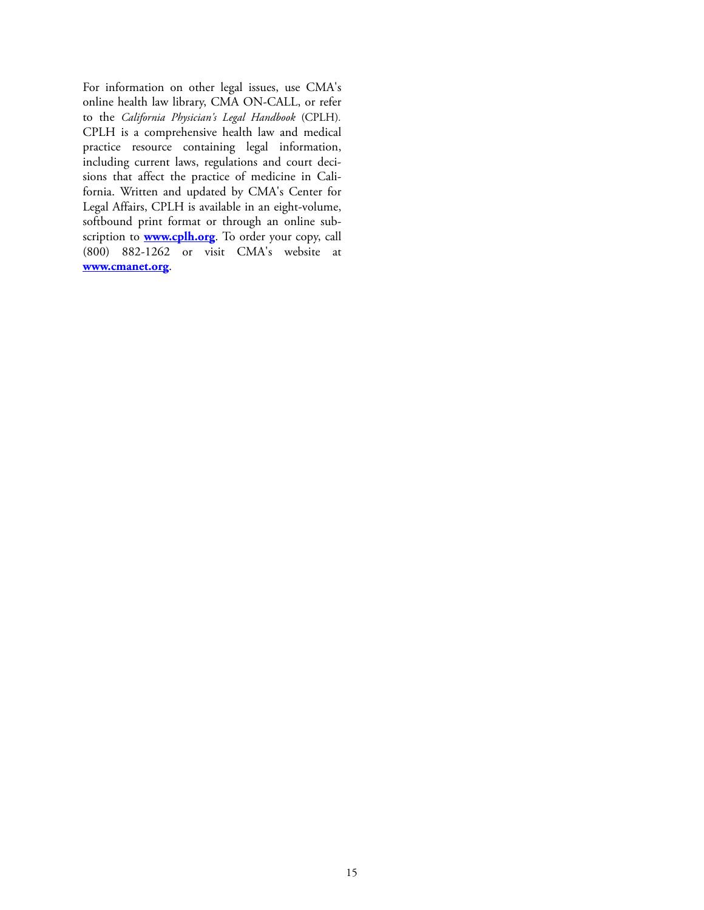For information on other legal issues, use CMA's online health law library, CMA ON-CALL, or refer to the *California Physician's Legal Handbook* (CPLH). CPLH is a comprehensive health law and medical practice resource containing legal information, including current laws, regulations and court decisions that affect the practice of medicine in California. Written and updated by CMA's Center for Legal Affairs, CPLH is available in an eight-volume, softbound print format or through an online subscription to **www.cplh.org**. To order your copy, call (800) 882-1262 or visit CMA's website at **www.cmanet.org**.